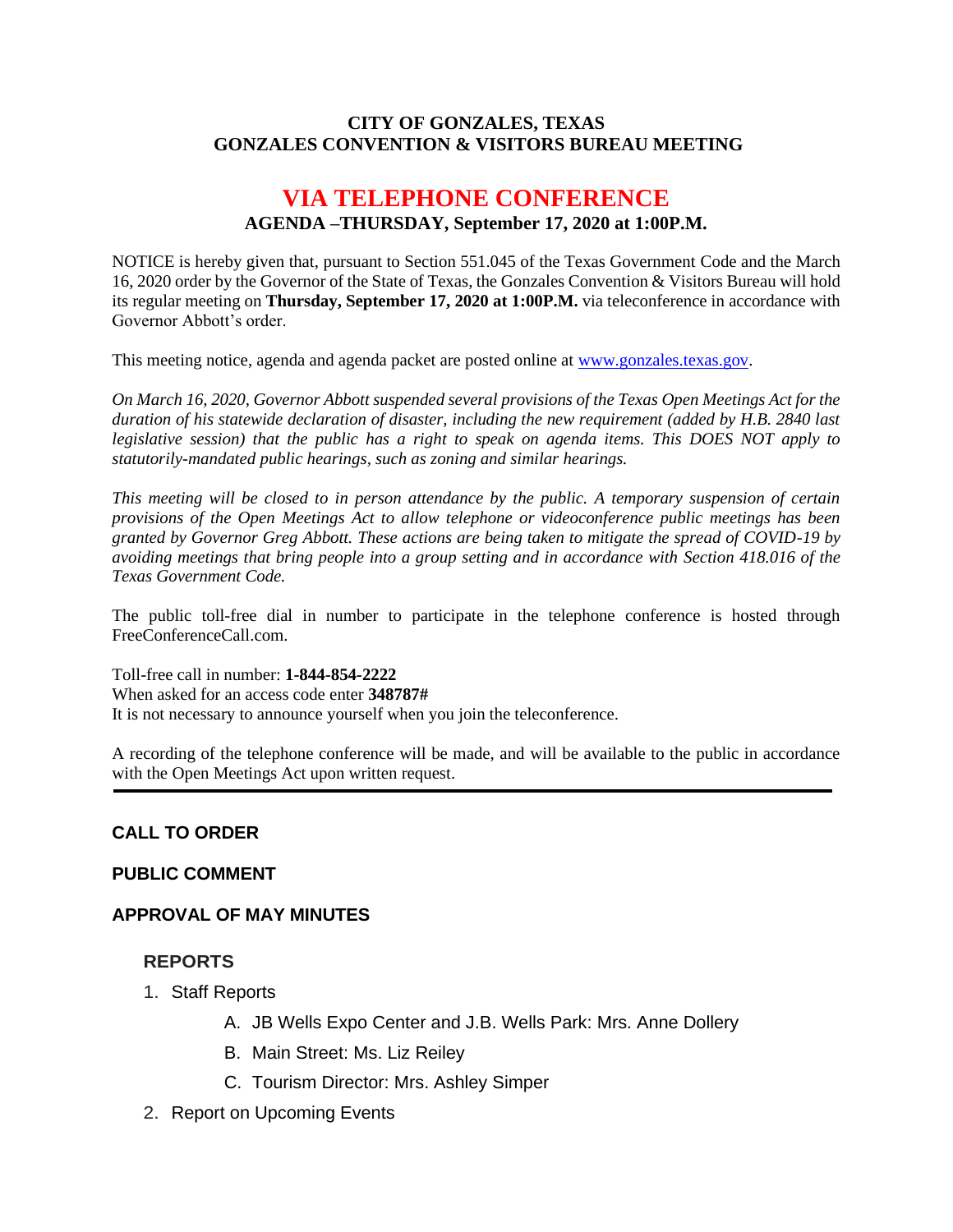**CITY OF GONZALES, TEXAS**
**GONZALES CONVENTION & VISITORS BUREAU MEETING**

# VIA TELEPHONE CONFERENCE

**AGENDA –THURSDAY, September 17, 2020 at 1:00P.M.**

NOTICE is hereby given that, pursuant to Section 551.045 of the Texas Government Code and the March 16, 2020 order by the Governor of the State of Texas, the Gonzales Convention & Visitors Bureau will hold its regular meeting on **Thursday, September 17, 2020 at 1:00P.M.** via teleconference in accordance with Governor Abbott's order.

This meeting notice, agenda and agenda packet are posted online at www.gonzales.texas.gov.

*On March 16, 2020, Governor Abbott suspended several provisions of the Texas Open Meetings Act for the duration of his statewide declaration of disaster, including the new requirement (added by H.B. 2840 last legislative session) that the public has a right to speak on agenda items. This DOES NOT apply to statutorily-mandated public hearings, such as zoning and similar hearings.*

*This meeting will be closed to in person attendance by the public. A temporary suspension of certain provisions of the Open Meetings Act to allow telephone or videoconference public meetings has been granted by Governor Greg Abbott. These actions are being taken to mitigate the spread of COVID-19 by avoiding meetings that bring people into a group setting and in accordance with Section 418.016 of the Texas Government Code.*

The public toll-free dial in number to participate in the telephone conference is hosted through FreeConferenceCall.com.

Toll-free call in number: **1-844-854-2222**
When asked for an access code enter **348787#**
It is not necessary to announce yourself when you join the teleconference.

A recording of the telephone conference will be made, and will be available to the public in accordance with the Open Meetings Act upon written request.

---

## CALL TO ORDER

## PUBLIC COMMENT

## APPROVAL OF MAY MINUTES

### REPORTS

1. Staff Reports
   - A. JB Wells Expo Center and J.B. Wells Park: Mrs. Anne Dollery
   - B. Main Street: Ms. Liz Reiley
   - C. Tourism Director: Mrs. Ashley Simper
2. Report on Upcoming Events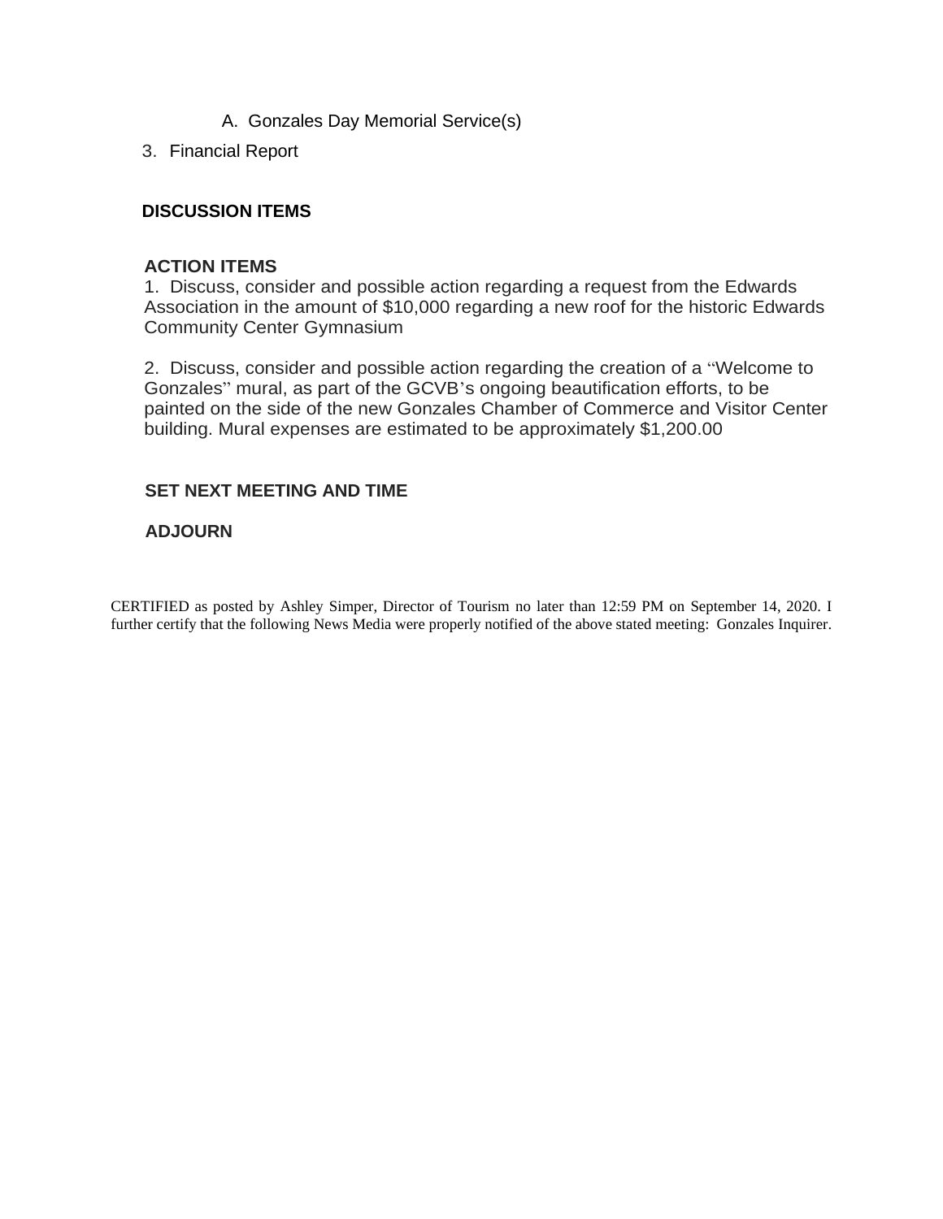A. Gonzales Day Memorial Service(s)

3. Financial Report

**DISCUSSION ITEMS**

**ACTION ITEMS**

1. Discuss, consider and possible action regarding a request from the Edwards Association in the amount of $10,000 regarding a new roof for the historic Edwards Community Center Gymnasium

2. Discuss, consider and possible action regarding the creation of a "Welcome to Gonzales" mural, as part of the GCVB's ongoing beautification efforts, to be painted on the side of the new Gonzales Chamber of Commerce and Visitor Center building. Mural expenses are estimated to be approximately $1,200.00

**SET NEXT MEETING AND TIME**

**ADJOURN**

CERTIFIED as posted by Ashley Simper, Director of Tourism no later than 12:59 PM on September 14, 2020. I further certify that the following News Media were properly notified of the above stated meeting: Gonzales Inquirer.